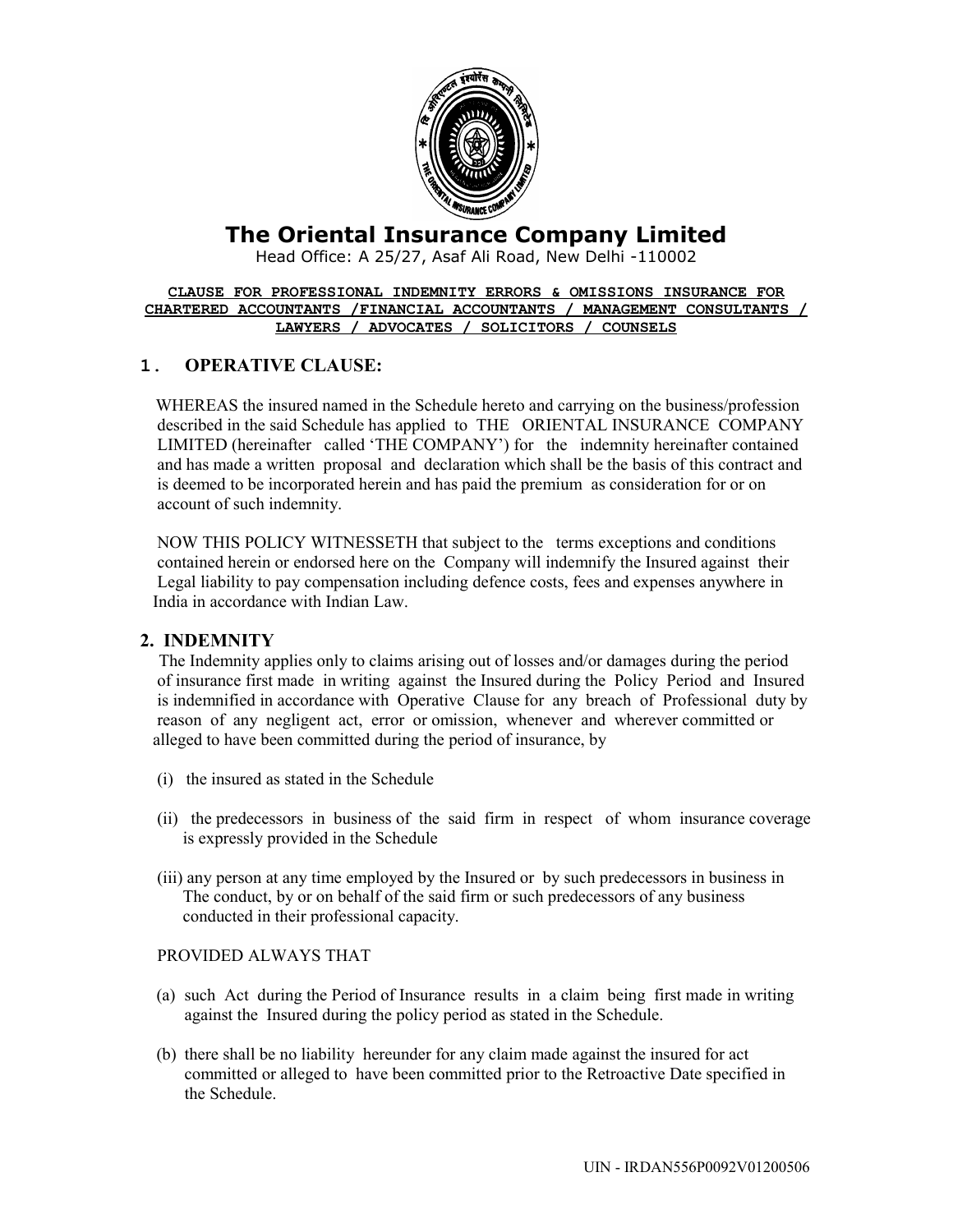# The Oriental Insurance Company Limited

Head Office: A 25/27, Asaf Ali Road, New Delhi -110002

**CLAUSE FOR PROFESSIONAL INDEMNITY ERRORS & OMISSIONS INSURANCE FOR CHARTERED ACCOUNTANTS /FINANCIAL ACCOUNTANTS / MANAGEMENT CONSULTANTS / LAWYERS / ADVOCATES / SOLICITORS / COUNSELS**

## 1. OPERATIVE CLAUSE:

WHEREAS the insured named in the Schedule hereto and carrying on the business/profession described in the said Schedule has applied to THE ORIENTAL INSURANCE COMPANY LIMITED (hereinafter called 'THE COMPANY') for the indemnity hereinafter contained and has made a written proposal and declaration which shall be the basis of this contract and is deemed to be incorporated herein and has paid the premium as consideration for or on account of such indemnity.

NOW THIS POLICY WITNESSETH that subject to the terms exceptions and conditions contained herein or endorsed here on the Company will indemnify the Insured against their Legal liability to pay compensation including defence costs, fees and expenses anywhere in India in accordance with Indian Law.

## 2. INDEMNITY

The Indemnity applies only to claims arising out of losses and/or damages during the period of insurance first made in writing against the Insured during the Policy Period and Insured is indemnified in accordance with Operative Clause for any breach of Professional duty by reason of any negligent act, error or omission, whenever and wherever committed or alleged to have been committed during the period of insurance, by

(i) the insured as stated in the Schedule

(ii) the predecessors in business of the said firm in respect of whom insurance coverage is expressly provided in the Schedule

(iii) any person at any time employed by the Insured or by such predecessors in business in The conduct, by or on behalf of the said firm or such predecessors of any business conducted in their professional capacity.

PROVIDED ALWAYS THAT

(a) such Act during the Period of Insurance results in a claim being first made in writing against the Insured during the policy period as stated in the Schedule.

(b) there shall be no liability hereunder for any claim made against the insured for act committed or alleged to have been committed prior to the Retroactive Date specified in the Schedule.

UIN - IRDAN556P0092V01200506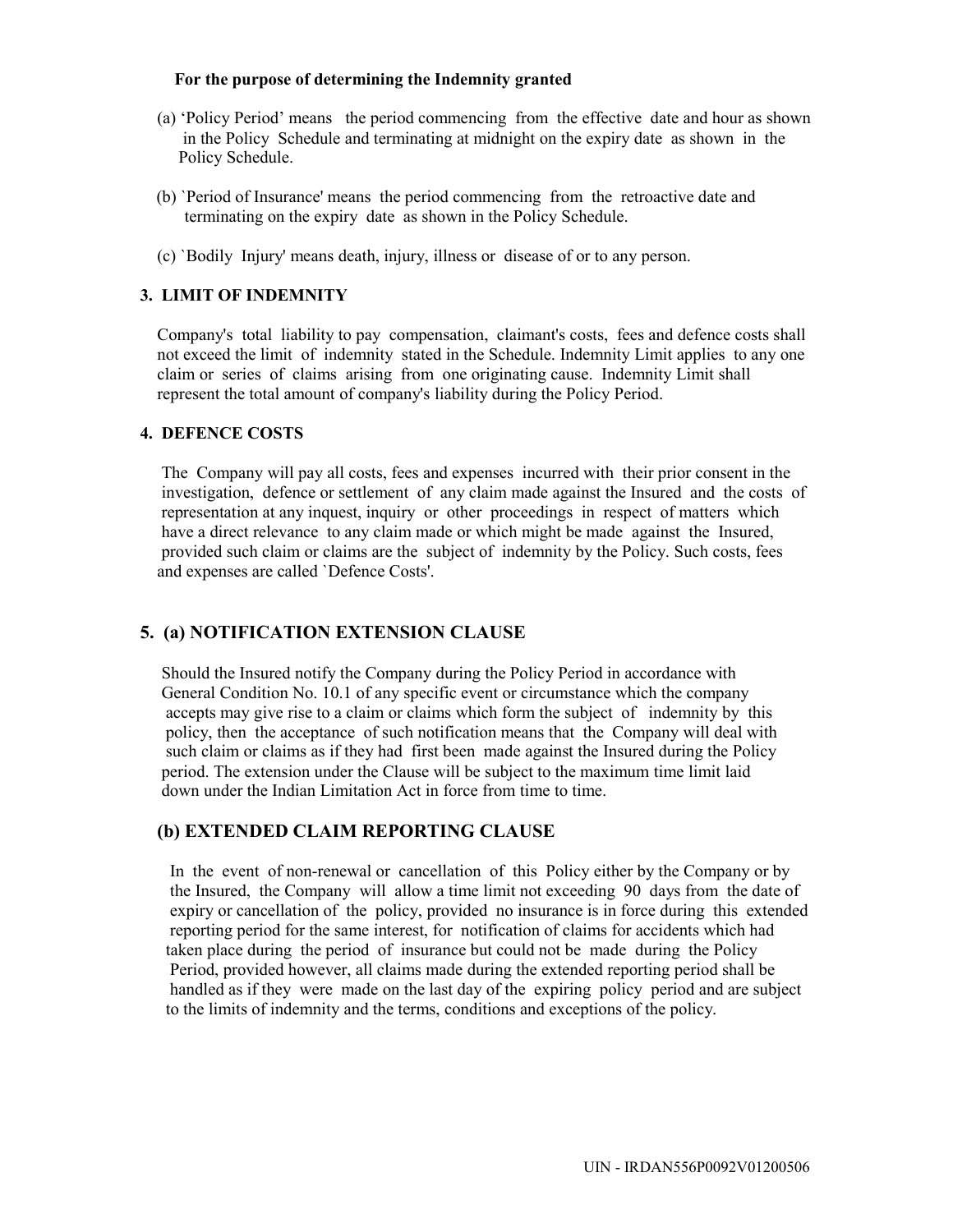**For the purpose of determining the Indemnity granted**

(a) 'Policy Period' means the period commencing from the effective date and hour as shown in the Policy Schedule and terminating at midnight on the expiry date as shown in the Policy Schedule.

(b) `Period of Insurance' means the period commencing from the retroactive date and terminating on the expiry date as shown in the Policy Schedule.

(c) `Bodily Injury' means death, injury, illness or disease of or to any person.

### 3. LIMIT OF INDEMNITY

Company's total liability to pay compensation, claimant's costs, fees and defence costs shall not exceed the limit of indemnity stated in the Schedule. Indemnity Limit applies to any one claim or series of claims arising from one originating cause. Indemnity Limit shall represent the total amount of company's liability during the Policy Period.

### 4. DEFENCE COSTS

The Company will pay all costs, fees and expenses incurred with their prior consent in the investigation, defence or settlement of any claim made against the Insured and the costs of representation at any inquest, inquiry or other proceedings in respect of matters which have a direct relevance to any claim made or which might be made against the Insured, provided such claim or claims are the subject of indemnity by the Policy. Such costs, fees and expenses are called `Defence Costs'.

## 5. (a) NOTIFICATION EXTENSION CLAUSE

Should the Insured notify the Company during the Policy Period in accordance with General Condition No. 10.1 of any specific event or circumstance which the company accepts may give rise to a claim or claims which form the subject of indemnity by this policy, then the acceptance of such notification means that the Company will deal with such claim or claims as if they had first been made against the Insured during the Policy period. The extension under the Clause will be subject to the maximum time limit laid down under the Indian Limitation Act in force from time to time.

## (b) EXTENDED CLAIM REPORTING CLAUSE

In the event of non-renewal or cancellation of this Policy either by the Company or by the Insured, the Company will allow a time limit not exceeding 90 days from the date of expiry or cancellation of the policy, provided no insurance is in force during this extended reporting period for the same interest, for notification of claims for accidents which had taken place during the period of insurance but could not be made during the Policy Period, provided however, all claims made during the extended reporting period shall be handled as if they were made on the last day of the expiring policy period and are subject to the limits of indemnity and the terms, conditions and exceptions of the policy.

UIN - IRDAN556P0092V01200506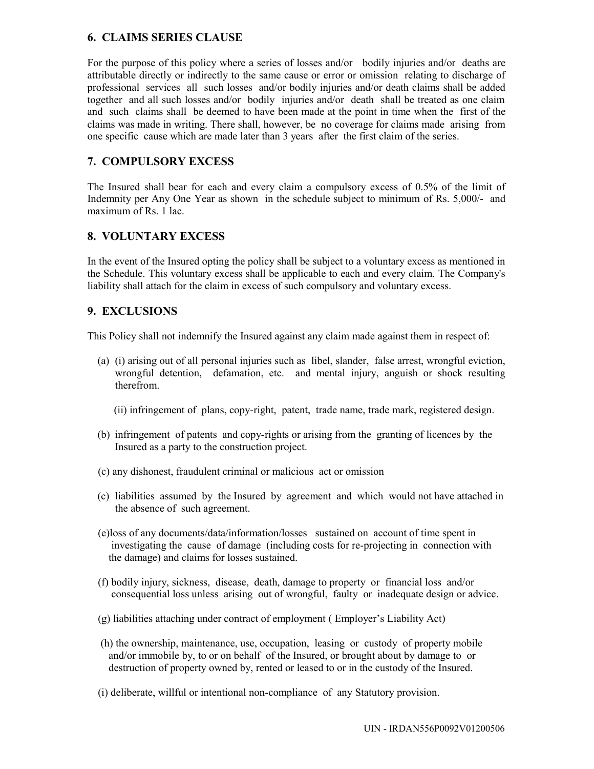## 6. CLAIMS SERIES CLAUSE

For the purpose of this policy where a series of losses and/or bodily injuries and/or deaths are attributable directly or indirectly to the same cause or error or omission relating to discharge of professional services all such losses and/or bodily injuries and/or death claims shall be added together and all such losses and/or bodily injuries and/or death shall be treated as one claim and such claims shall be deemed to have been made at the point in time when the first of the claims was made in writing. There shall, however, be no coverage for claims made arising from one specific cause which are made later than 3 years after the first claim of the series.

## 7. COMPULSORY EXCESS

The Insured shall bear for each and every claim a compulsory excess of 0.5% of the limit of Indemnity per Any One Year as shown in the schedule subject to minimum of Rs. 5,000/- and maximum of Rs. 1 lac.

## 8. VOLUNTARY EXCESS

In the event of the Insured opting the policy shall be subject to a voluntary excess as mentioned in the Schedule. This voluntary excess shall be applicable to each and every claim. The Company's liability shall attach for the claim in excess of such compulsory and voluntary excess.

## 9. EXCLUSIONS

This Policy shall not indemnify the Insured against any claim made against them in respect of:

(a) (i) arising out of all personal injuries such as libel, slander, false arrest, wrongful eviction, wrongful detention, defamation, etc. and mental injury, anguish or shock resulting therefrom.

(ii) infringement of plans, copy-right, patent, trade name, trade mark, registered design.

(b) infringement of patents and copy-rights or arising from the granting of licences by the Insured as a party to the construction project.

(c) any dishonest, fraudulent criminal or malicious act or omission

(c) liabilities assumed by the Insured by agreement and which would not have attached in the absence of such agreement.

(e)loss of any documents/data/information/losses sustained on account of time spent in investigating the cause of damage (including costs for re-projecting in connection with the damage) and claims for losses sustained.

(f) bodily injury, sickness, disease, death, damage to property or financial loss and/or consequential loss unless arising out of wrongful, faulty or inadequate design or advice.

(g) liabilities attaching under contract of employment ( Employer's Liability Act)

(h) the ownership, maintenance, use, occupation, leasing or custody of property mobile and/or immobile by, to or on behalf of the Insured, or brought about by damage to or destruction of property owned by, rented or leased to or in the custody of the Insured.

(i) deliberate, willful or intentional non-compliance of any Statutory provision.

UIN - IRDAN556P0092V01200506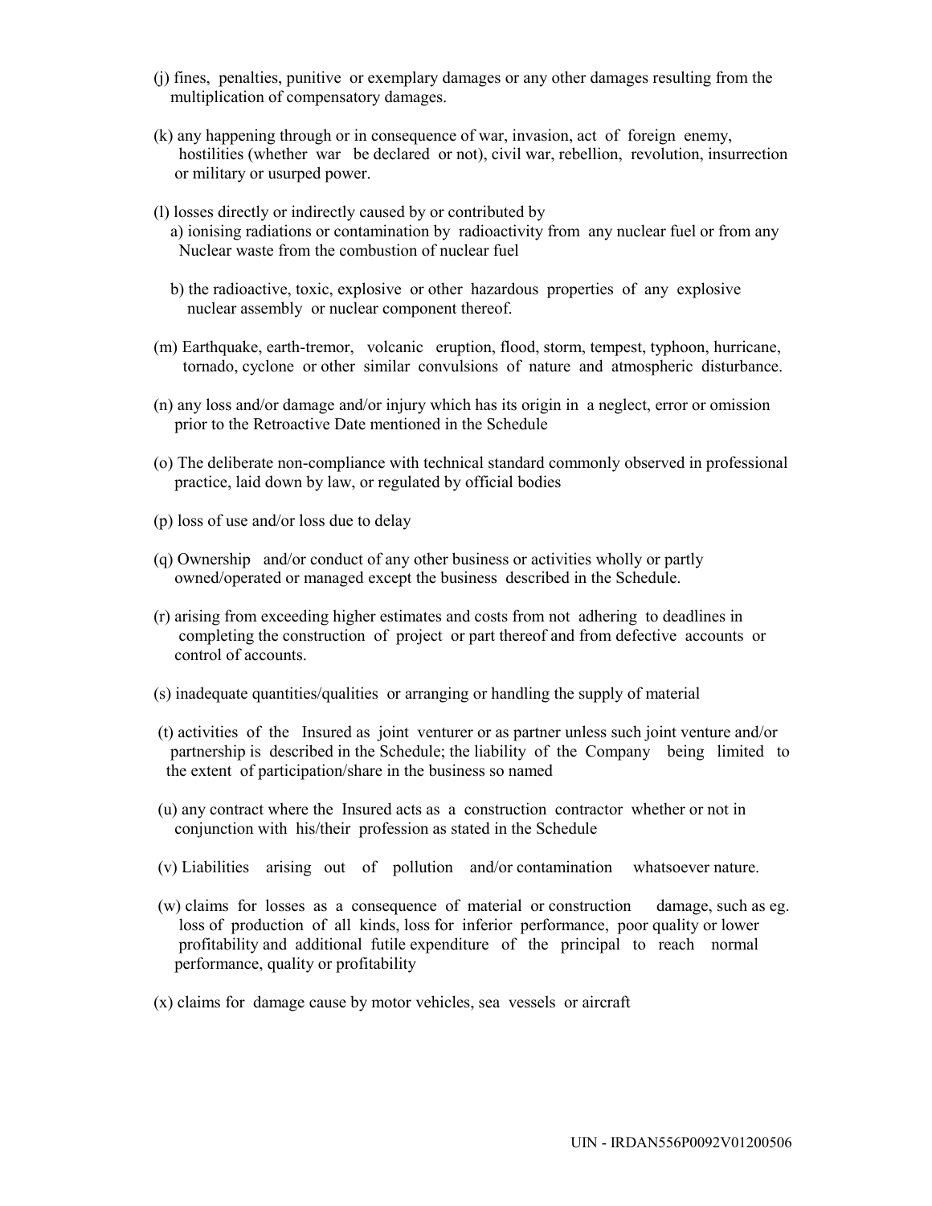(j) fines, penalties, punitive or exemplary damages or any other damages resulting from the multiplication of compensatory damages.

(k) any happening through or in consequence of war, invasion, act of foreign enemy, hostilities (whether war be declared or not), civil war, rebellion, revolution, insurrection or military or usurped power.

(l) losses directly or indirectly caused by or contributed by

a) ionising radiations or contamination by radioactivity from any nuclear fuel or from any Nuclear waste from the combustion of nuclear fuel

b) the radioactive, toxic, explosive or other hazardous properties of any explosive nuclear assembly or nuclear component thereof.

(m) Earthquake, earth-tremor, volcanic eruption, flood, storm, tempest, typhoon, hurricane, tornado, cyclone or other similar convulsions of nature and atmospheric disturbance.

(n) any loss and/or damage and/or injury which has its origin in a neglect, error or omission prior to the Retroactive Date mentioned in the Schedule

(o) The deliberate non-compliance with technical standard commonly observed in professional practice, laid down by law, or regulated by official bodies

(p) loss of use and/or loss due to delay

(q) Ownership and/or conduct of any other business or activities wholly or partly owned/operated or managed except the business described in the Schedule.

(r) arising from exceeding higher estimates and costs from not adhering to deadlines in completing the construction of project or part thereof and from defective accounts or control of accounts.

(s) inadequate quantities/qualities or arranging or handling the supply of material

(t) activities of the Insured as joint venturer or as partner unless such joint venture and/or partnership is described in the Schedule; the liability of the Company being limited to the extent of participation/share in the business so named

(u) any contract where the Insured acts as a construction contractor whether or not in conjunction with his/their profession as stated in the Schedule

(v) Liabilities arising out of pollution and/or contamination whatsoever nature.

(w) claims for losses as a consequence of material or construction damage, such as eg. loss of production of all kinds, loss for inferior performance, poor quality or lower profitability and additional futile expenditure of the principal to reach normal performance, quality or profitability

(x) claims for damage cause by motor vehicles, sea vessels or aircraft

UIN - IRDAN556P0092V01200506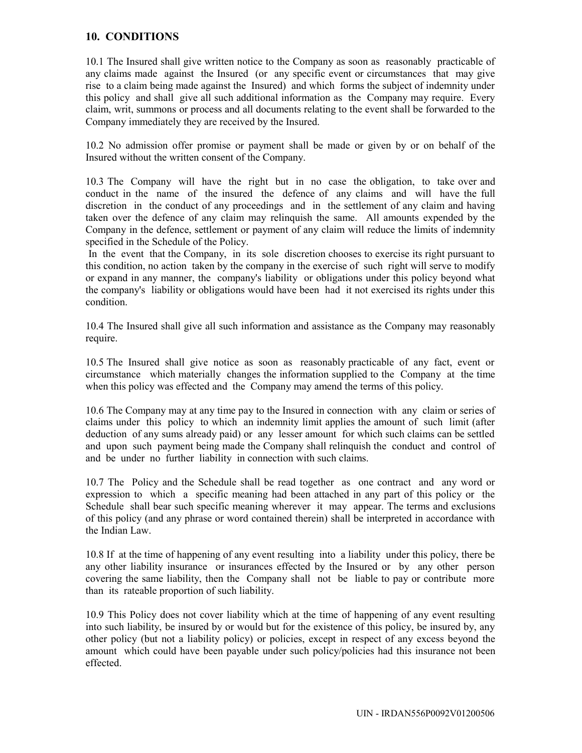## 10. CONDITIONS

10.1 The Insured shall give written notice to the Company as soon as reasonably practicable of any claims made against the Insured (or any specific event or circumstances that may give rise to a claim being made against the Insured) and which forms the subject of indemnity under this policy and shall give all such additional information as the Company may require. Every claim, writ, summons or process and all documents relating to the event shall be forwarded to the Company immediately they are received by the Insured.

10.2 No admission offer promise or payment shall be made or given by or on behalf of the Insured without the written consent of the Company.

10.3 The Company will have the right but in no case the obligation, to take over and conduct in the name of the insured the defence of any claims and will have the full discretion in the conduct of any proceedings and in the settlement of any claim and having taken over the defence of any claim may relinquish the same. All amounts expended by the Company in the defence, settlement or payment of any claim will reduce the limits of indemnity specified in the Schedule of the Policy.

In the event that the Company, in its sole discretion chooses to exercise its right pursuant to this condition, no action taken by the company in the exercise of such right will serve to modify or expand in any manner, the company's liability or obligations under this policy beyond what the company's liability or obligations would have been had it not exercised its rights under this condition.

10.4 The Insured shall give all such information and assistance as the Company may reasonably require.

10.5 The Insured shall give notice as soon as reasonably practicable of any fact, event or circumstance which materially changes the information supplied to the Company at the time when this policy was effected and the Company may amend the terms of this policy.

10.6 The Company may at any time pay to the Insured in connection with any claim or series of claims under this policy to which an indemnity limit applies the amount of such limit (after deduction of any sums already paid) or any lesser amount for which such claims can be settled and upon such payment being made the Company shall relinquish the conduct and control of and be under no further liability in connection with such claims.

10.7 The Policy and the Schedule shall be read together as one contract and any word or expression to which a specific meaning had been attached in any part of this policy or the Schedule shall bear such specific meaning wherever it may appear. The terms and exclusions of this policy (and any phrase or word contained therein) shall be interpreted in accordance with the Indian Law.

10.8 If at the time of happening of any event resulting into a liability under this policy, there be any other liability insurance or insurances effected by the Insured or by any other person covering the same liability, then the Company shall not be liable to pay or contribute more than its rateable proportion of such liability.

10.9 This Policy does not cover liability which at the time of happening of any event resulting into such liability, be insured by or would but for the existence of this policy, be insured by, any other policy (but not a liability policy) or policies, except in respect of any excess beyond the amount which could have been payable under such policy/policies had this insurance not been effected.

UIN - IRDAN556P0092V01200506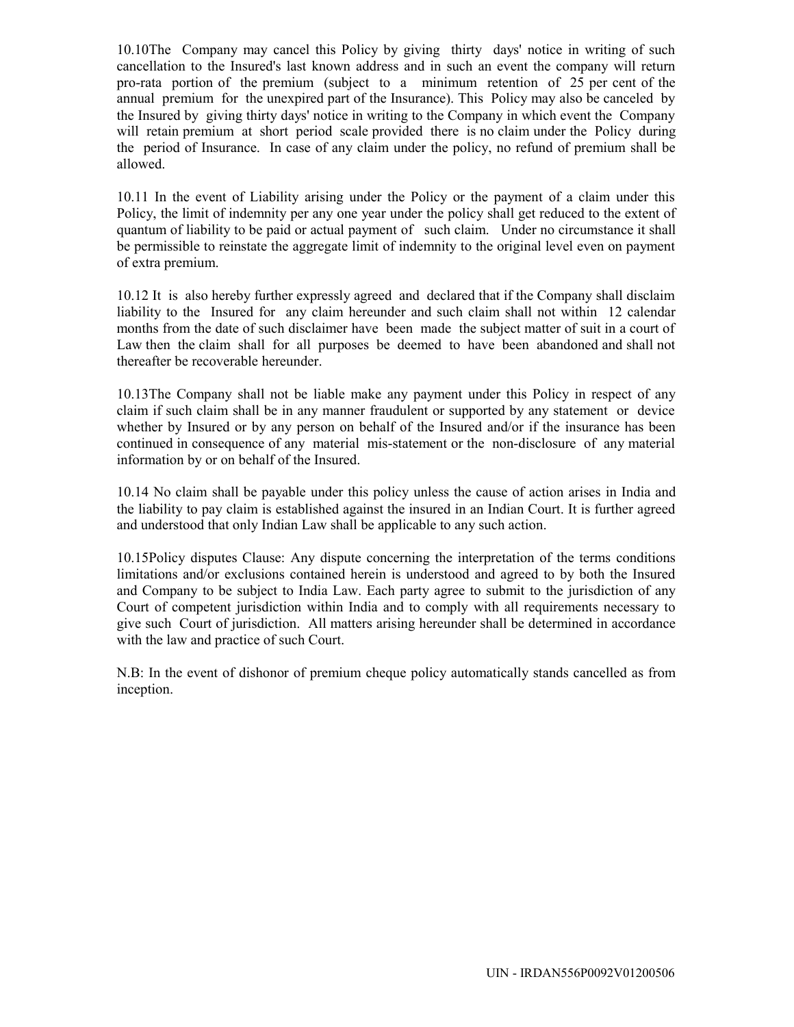10.10The Company may cancel this Policy by giving thirty days' notice in writing of such cancellation to the Insured's last known address and in such an event the company will return pro-rata portion of the premium (subject to a minimum retention of 25 per cent of the annual premium for the unexpired part of the Insurance). This Policy may also be canceled by the Insured by giving thirty days' notice in writing to the Company in which event the Company will retain premium at short period scale provided there is no claim under the Policy during the period of Insurance. In case of any claim under the policy, no refund of premium shall be allowed.

10.11 In the event of Liability arising under the Policy or the payment of a claim under this Policy, the limit of indemnity per any one year under the policy shall get reduced to the extent of quantum of liability to be paid or actual payment of such claim. Under no circumstance it shall be permissible to reinstate the aggregate limit of indemnity to the original level even on payment of extra premium.

10.12 It is also hereby further expressly agreed and declared that if the Company shall disclaim liability to the Insured for any claim hereunder and such claim shall not within 12 calendar months from the date of such disclaimer have been made the subject matter of suit in a court of Law then the claim shall for all purposes be deemed to have been abandoned and shall not thereafter be recoverable hereunder.

10.13The Company shall not be liable make any payment under this Policy in respect of any claim if such claim shall be in any manner fraudulent or supported by any statement or device whether by Insured or by any person on behalf of the Insured and/or if the insurance has been continued in consequence of any material mis-statement or the non-disclosure of any material information by or on behalf of the Insured.

10.14 No claim shall be payable under this policy unless the cause of action arises in India and the liability to pay claim is established against the insured in an Indian Court. It is further agreed and understood that only Indian Law shall be applicable to any such action.

10.15Policy disputes Clause: Any dispute concerning the interpretation of the terms conditions limitations and/or exclusions contained herein is understood and agreed to by both the Insured and Company to be subject to India Law. Each party agree to submit to the jurisdiction of any Court of competent jurisdiction within India and to comply with all requirements necessary to give such Court of jurisdiction. All matters arising hereunder shall be determined in accordance with the law and practice of such Court.

N.B: In the event of dishonor of premium cheque policy automatically stands cancelled as from inception.

UIN - IRDAN556P0092V01200506